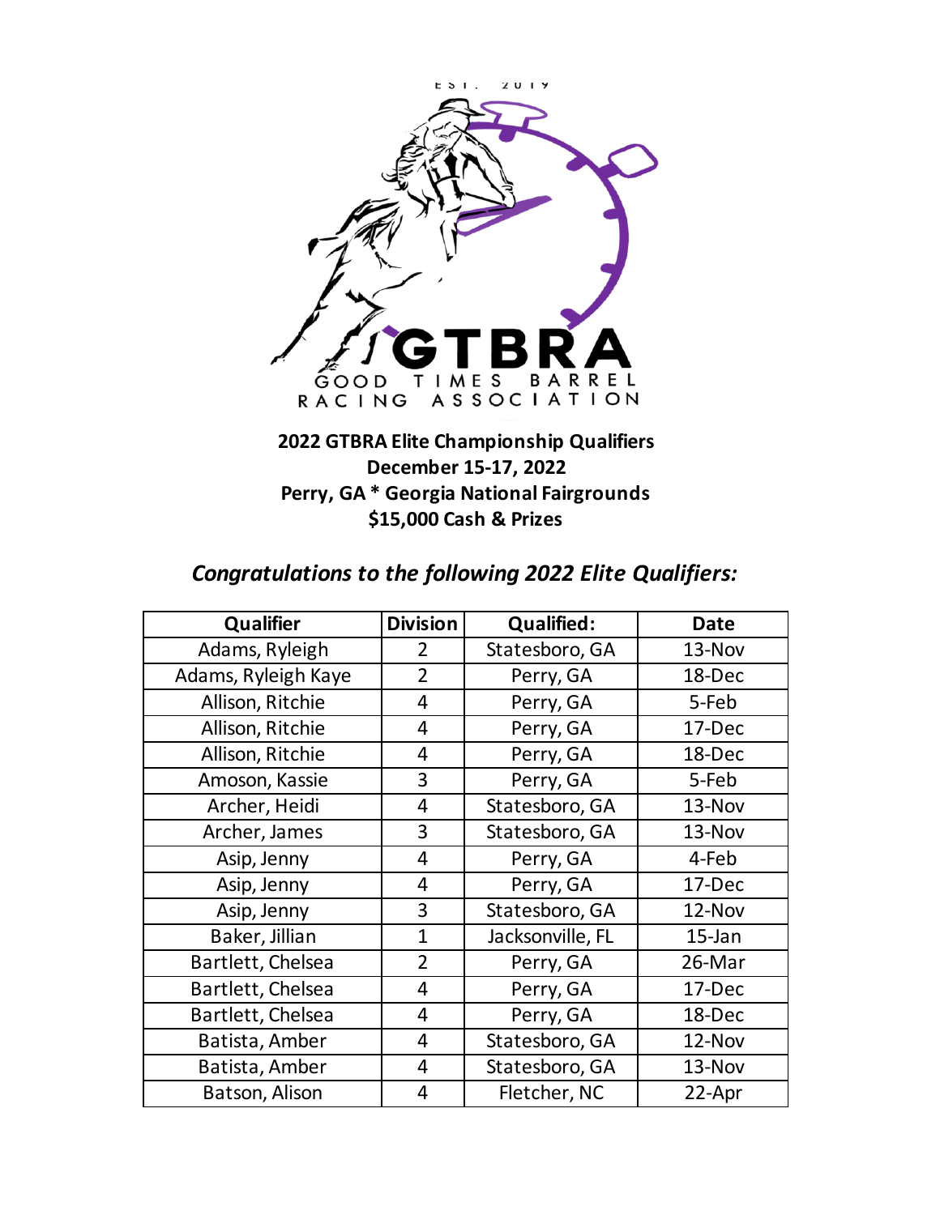EST. 2019

GTBRA

GOOD TIMES BARREL RACING ASSOCIATION

**2022 GTBRA Elite Championship Qualifiers**
**December 15-17, 2022**
**Perry, GA * Georgia National Fairgrounds**
**$15,000 Cash & Prizes**

## *Congratulations to the following 2022 Elite Qualifiers:*

| Qualifier | Division | Qualified: | Date |
|---|---|---|---|
| Adams, Ryleigh | 2 | Statesboro, GA | 13-Nov |
| Adams, Ryleigh Kaye | 2 | Perry, GA | 18-Dec |
| Allison, Ritchie | 4 | Perry, GA | 5-Feb |
| Allison, Ritchie | 4 | Perry, GA | 17-Dec |
| Allison, Ritchie | 4 | Perry, GA | 18-Dec |
| Amoson, Kassie | 3 | Perry, GA | 5-Feb |
| Archer, Heidi | 4 | Statesboro, GA | 13-Nov |
| Archer, James | 3 | Statesboro, GA | 13-Nov |
| Asip, Jenny | 4 | Perry, GA | 4-Feb |
| Asip, Jenny | 4 | Perry, GA | 17-Dec |
| Asip, Jenny | 3 | Statesboro, GA | 12-Nov |
| Baker, Jillian | 1 | Jacksonville, FL | 15-Jan |
| Bartlett, Chelsea | 2 | Perry, GA | 26-Mar |
| Bartlett, Chelsea | 4 | Perry, GA | 17-Dec |
| Bartlett, Chelsea | 4 | Perry, GA | 18-Dec |
| Batista, Amber | 4 | Statesboro, GA | 12-Nov |
| Batista, Amber | 4 | Statesboro, GA | 13-Nov |
| Batson, Alison | 4 | Fletcher, NC | 22-Apr |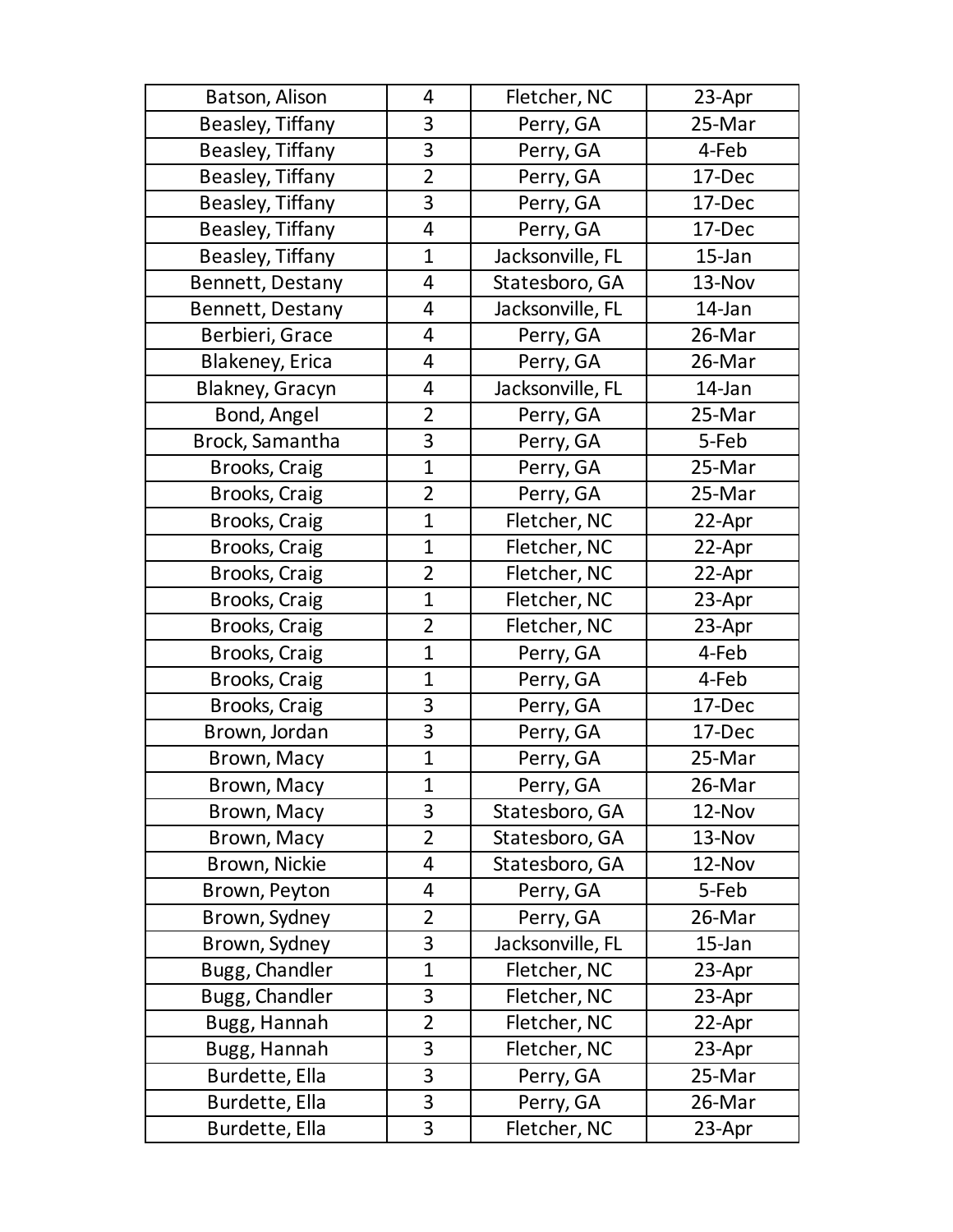| | | | |
|---|---|---|---|
| Batson, Alison | 4 | Fletcher, NC | 23-Apr |
| Beasley, Tiffany | 3 | Perry, GA | 25-Mar |
| Beasley, Tiffany | 3 | Perry, GA | 4-Feb |
| Beasley, Tiffany | 2 | Perry, GA | 17-Dec |
| Beasley, Tiffany | 3 | Perry, GA | 17-Dec |
| Beasley, Tiffany | 4 | Perry, GA | 17-Dec |
| Beasley, Tiffany | 1 | Jacksonville, FL | 15-Jan |
| Bennett, Destany | 4 | Statesboro, GA | 13-Nov |
| Bennett, Destany | 4 | Jacksonville, FL | 14-Jan |
| Berbieri, Grace | 4 | Perry, GA | 26-Mar |
| Blakeney, Erica | 4 | Perry, GA | 26-Mar |
| Blakney, Gracyn | 4 | Jacksonville, FL | 14-Jan |
| Bond, Angel | 2 | Perry, GA | 25-Mar |
| Brock, Samantha | 3 | Perry, GA | 5-Feb |
| Brooks, Craig | 1 | Perry, GA | 25-Mar |
| Brooks, Craig | 2 | Perry, GA | 25-Mar |
| Brooks, Craig | 1 | Fletcher, NC | 22-Apr |
| Brooks, Craig | 1 | Fletcher, NC | 22-Apr |
| Brooks, Craig | 2 | Fletcher, NC | 22-Apr |
| Brooks, Craig | 1 | Fletcher, NC | 23-Apr |
| Brooks, Craig | 2 | Fletcher, NC | 23-Apr |
| Brooks, Craig | 1 | Perry, GA | 4-Feb |
| Brooks, Craig | 1 | Perry, GA | 4-Feb |
| Brooks, Craig | 3 | Perry, GA | 17-Dec |
| Brown, Jordan | 3 | Perry, GA | 17-Dec |
| Brown, Macy | 1 | Perry, GA | 25-Mar |
| Brown, Macy | 1 | Perry, GA | 26-Mar |
| Brown, Macy | 3 | Statesboro, GA | 12-Nov |
| Brown, Macy | 2 | Statesboro, GA | 13-Nov |
| Brown, Nickie | 4 | Statesboro, GA | 12-Nov |
| Brown, Peyton | 4 | Perry, GA | 5-Feb |
| Brown, Sydney | 2 | Perry, GA | 26-Mar |
| Brown, Sydney | 3 | Jacksonville, FL | 15-Jan |
| Bugg, Chandler | 1 | Fletcher, NC | 23-Apr |
| Bugg, Chandler | 3 | Fletcher, NC | 23-Apr |
| Bugg, Hannah | 2 | Fletcher, NC | 22-Apr |
| Bugg, Hannah | 3 | Fletcher, NC | 23-Apr |
| Burdette, Ella | 3 | Perry, GA | 25-Mar |
| Burdette, Ella | 3 | Perry, GA | 26-Mar |
| Burdette, Ella | 3 | Fletcher, NC | 23-Apr |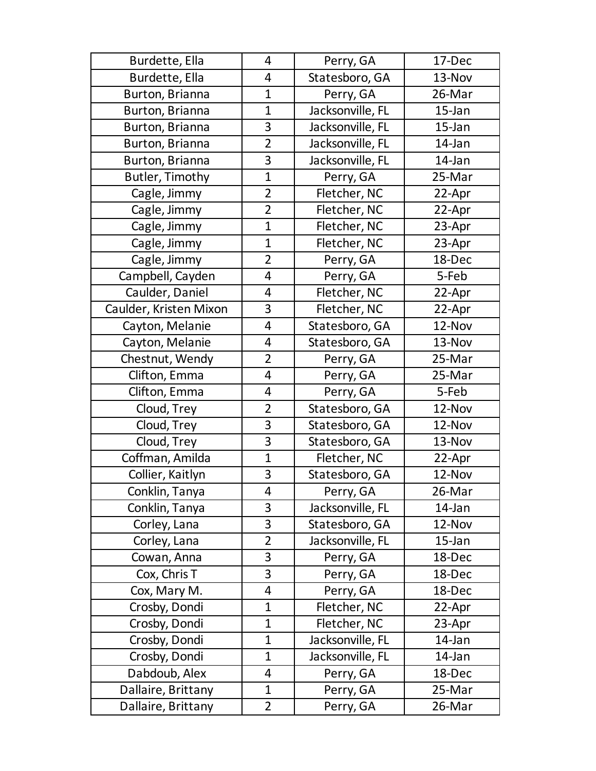| Burdette, Ella | 4 | Perry, GA | 17-Dec |
|---|---|---|---|
| Burdette, Ella | 4 | Statesboro, GA | 13-Nov |
| Burton, Brianna | 1 | Perry, GA | 26-Mar |
| Burton, Brianna | 1 | Jacksonville, FL | 15-Jan |
| Burton, Brianna | 3 | Jacksonville, FL | 15-Jan |
| Burton, Brianna | 2 | Jacksonville, FL | 14-Jan |
| Burton, Brianna | 3 | Jacksonville, FL | 14-Jan |
| Butler, Timothy | 1 | Perry, GA | 25-Mar |
| Cagle, Jimmy | 2 | Fletcher, NC | 22-Apr |
| Cagle, Jimmy | 2 | Fletcher, NC | 22-Apr |
| Cagle, Jimmy | 1 | Fletcher, NC | 23-Apr |
| Cagle, Jimmy | 1 | Fletcher, NC | 23-Apr |
| Cagle, Jimmy | 2 | Perry, GA | 18-Dec |
| Campbell, Cayden | 4 | Perry, GA | 5-Feb |
| Caulder, Daniel | 4 | Fletcher, NC | 22-Apr |
| Caulder, Kristen Mixon | 3 | Fletcher, NC | 22-Apr |
| Cayton, Melanie | 4 | Statesboro, GA | 12-Nov |
| Cayton, Melanie | 4 | Statesboro, GA | 13-Nov |
| Chestnut, Wendy | 2 | Perry, GA | 25-Mar |
| Clifton, Emma | 4 | Perry, GA | 25-Mar |
| Clifton, Emma | 4 | Perry, GA | 5-Feb |
| Cloud, Trey | 2 | Statesboro, GA | 12-Nov |
| Cloud, Trey | 3 | Statesboro, GA | 12-Nov |
| Cloud, Trey | 3 | Statesboro, GA | 13-Nov |
| Coffman, Amilda | 1 | Fletcher, NC | 22-Apr |
| Collier, Kaitlyn | 3 | Statesboro, GA | 12-Nov |
| Conklin, Tanya | 4 | Perry, GA | 26-Mar |
| Conklin, Tanya | 3 | Jacksonville, FL | 14-Jan |
| Corley, Lana | 3 | Statesboro, GA | 12-Nov |
| Corley, Lana | 2 | Jacksonville, FL | 15-Jan |
| Cowan, Anna | 3 | Perry, GA | 18-Dec |
| Cox, Chris T | 3 | Perry, GA | 18-Dec |
| Cox, Mary M. | 4 | Perry, GA | 18-Dec |
| Crosby, Dondi | 1 | Fletcher, NC | 22-Apr |
| Crosby, Dondi | 1 | Fletcher, NC | 23-Apr |
| Crosby, Dondi | 1 | Jacksonville, FL | 14-Jan |
| Crosby, Dondi | 1 | Jacksonville, FL | 14-Jan |
| Dabdoub, Alex | 4 | Perry, GA | 18-Dec |
| Dallaire, Brittany | 1 | Perry, GA | 25-Mar |
| Dallaire, Brittany | 2 | Perry, GA | 26-Mar |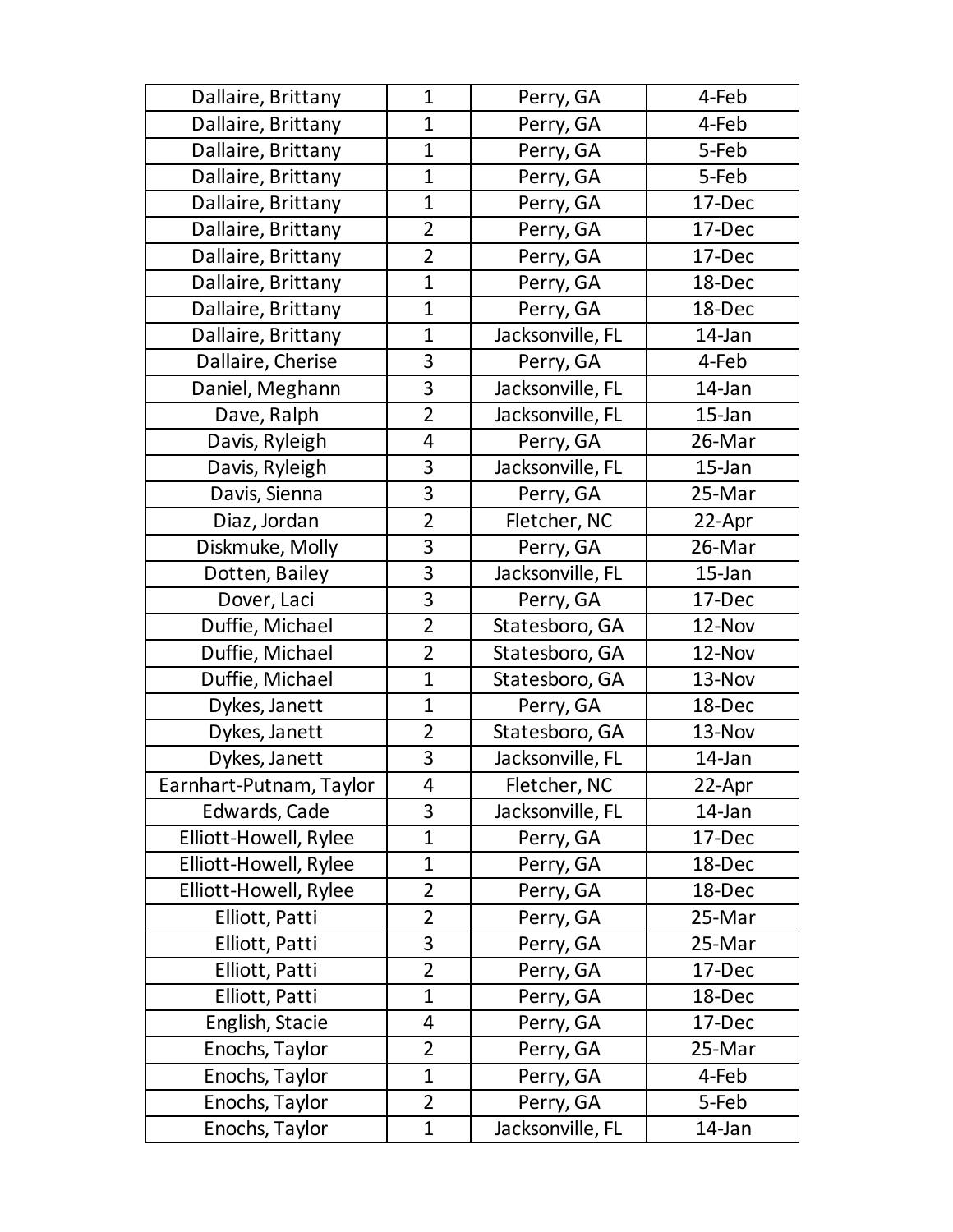| Dallaire, Brittany | 1 | Perry, GA | 4-Feb |
|---|---|---|---|
| Dallaire, Brittany | 1 | Perry, GA | 4-Feb |
| Dallaire, Brittany | 1 | Perry, GA | 5-Feb |
| Dallaire, Brittany | 1 | Perry, GA | 5-Feb |
| Dallaire, Brittany | 1 | Perry, GA | 17-Dec |
| Dallaire, Brittany | 2 | Perry, GA | 17-Dec |
| Dallaire, Brittany | 2 | Perry, GA | 17-Dec |
| Dallaire, Brittany | 1 | Perry, GA | 18-Dec |
| Dallaire, Brittany | 1 | Perry, GA | 18-Dec |
| Dallaire, Brittany | 1 | Jacksonville, FL | 14-Jan |
| Dallaire, Cherise | 3 | Perry, GA | 4-Feb |
| Daniel, Meghann | 3 | Jacksonville, FL | 14-Jan |
| Dave, Ralph | 2 | Jacksonville, FL | 15-Jan |
| Davis, Ryleigh | 4 | Perry, GA | 26-Mar |
| Davis, Ryleigh | 3 | Jacksonville, FL | 15-Jan |
| Davis, Sienna | 3 | Perry, GA | 25-Mar |
| Diaz, Jordan | 2 | Fletcher, NC | 22-Apr |
| Diskmuke, Molly | 3 | Perry, GA | 26-Mar |
| Dotten, Bailey | 3 | Jacksonville, FL | 15-Jan |
| Dover, Laci | 3 | Perry, GA | 17-Dec |
| Duffie, Michael | 2 | Statesboro, GA | 12-Nov |
| Duffie, Michael | 2 | Statesboro, GA | 12-Nov |
| Duffie, Michael | 1 | Statesboro, GA | 13-Nov |
| Dykes, Janett | 1 | Perry, GA | 18-Dec |
| Dykes, Janett | 2 | Statesboro, GA | 13-Nov |
| Dykes, Janett | 3 | Jacksonville, FL | 14-Jan |
| Earnhart-Putnam, Taylor | 4 | Fletcher, NC | 22-Apr |
| Edwards, Cade | 3 | Jacksonville, FL | 14-Jan |
| Elliott-Howell, Rylee | 1 | Perry, GA | 17-Dec |
| Elliott-Howell, Rylee | 1 | Perry, GA | 18-Dec |
| Elliott-Howell, Rylee | 2 | Perry, GA | 18-Dec |
| Elliott, Patti | 2 | Perry, GA | 25-Mar |
| Elliott, Patti | 3 | Perry, GA | 25-Mar |
| Elliott, Patti | 2 | Perry, GA | 17-Dec |
| Elliott, Patti | 1 | Perry, GA | 18-Dec |
| English, Stacie | 4 | Perry, GA | 17-Dec |
| Enochs, Taylor | 2 | Perry, GA | 25-Mar |
| Enochs, Taylor | 1 | Perry, GA | 4-Feb |
| Enochs, Taylor | 2 | Perry, GA | 5-Feb |
| Enochs, Taylor | 1 | Jacksonville, FL | 14-Jan |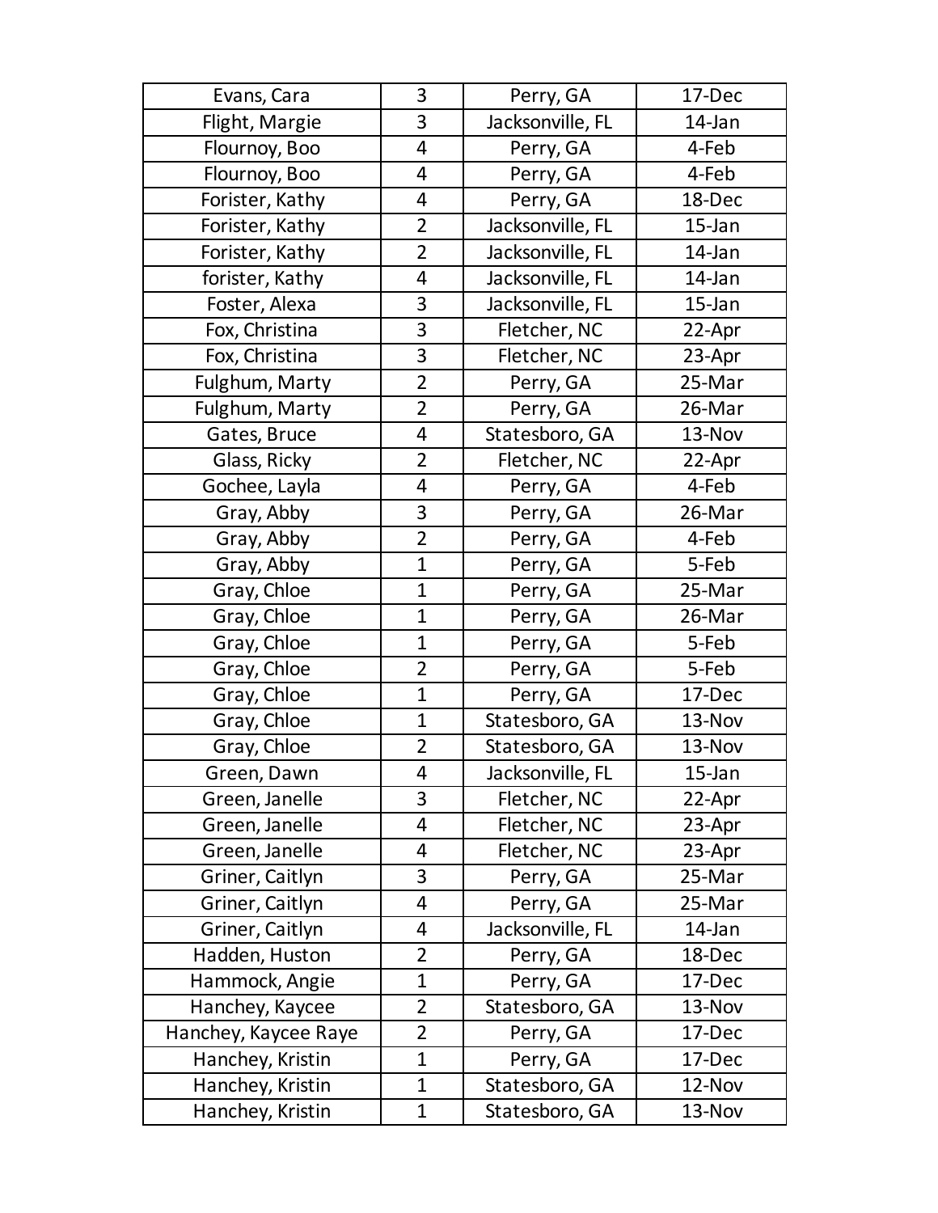| | | | |
|---|---|---|---|
| Evans, Cara | 3 | Perry, GA | 17-Dec |
| Flight, Margie | 3 | Jacksonville, FL | 14-Jan |
| Flournoy, Boo | 4 | Perry, GA | 4-Feb |
| Flournoy, Boo | 4 | Perry, GA | 4-Feb |
| Forister, Kathy | 4 | Perry, GA | 18-Dec |
| Forister, Kathy | 2 | Jacksonville, FL | 15-Jan |
| Forister, Kathy | 2 | Jacksonville, FL | 14-Jan |
| forister, Kathy | 4 | Jacksonville, FL | 14-Jan |
| Foster, Alexa | 3 | Jacksonville, FL | 15-Jan |
| Fox, Christina | 3 | Fletcher, NC | 22-Apr |
| Fox, Christina | 3 | Fletcher, NC | 23-Apr |
| Fulghum, Marty | 2 | Perry, GA | 25-Mar |
| Fulghum, Marty | 2 | Perry, GA | 26-Mar |
| Gates, Bruce | 4 | Statesboro, GA | 13-Nov |
| Glass, Ricky | 2 | Fletcher, NC | 22-Apr |
| Gochee, Layla | 4 | Perry, GA | 4-Feb |
| Gray, Abby | 3 | Perry, GA | 26-Mar |
| Gray, Abby | 2 | Perry, GA | 4-Feb |
| Gray, Abby | 1 | Perry, GA | 5-Feb |
| Gray, Chloe | 1 | Perry, GA | 25-Mar |
| Gray, Chloe | 1 | Perry, GA | 26-Mar |
| Gray, Chloe | 1 | Perry, GA | 5-Feb |
| Gray, Chloe | 2 | Perry, GA | 5-Feb |
| Gray, Chloe | 1 | Perry, GA | 17-Dec |
| Gray, Chloe | 1 | Statesboro, GA | 13-Nov |
| Gray, Chloe | 2 | Statesboro, GA | 13-Nov |
| Green, Dawn | 4 | Jacksonville, FL | 15-Jan |
| Green, Janelle | 3 | Fletcher, NC | 22-Apr |
| Green, Janelle | 4 | Fletcher, NC | 23-Apr |
| Green, Janelle | 4 | Fletcher, NC | 23-Apr |
| Griner, Caitlyn | 3 | Perry, GA | 25-Mar |
| Griner, Caitlyn | 4 | Perry, GA | 25-Mar |
| Griner, Caitlyn | 4 | Jacksonville, FL | 14-Jan |
| Hadden, Huston | 2 | Perry, GA | 18-Dec |
| Hammock, Angie | 1 | Perry, GA | 17-Dec |
| Hanchey, Kaycee | 2 | Statesboro, GA | 13-Nov |
| Hanchey, Kaycee Raye | 2 | Perry, GA | 17-Dec |
| Hanchey, Kristin | 1 | Perry, GA | 17-Dec |
| Hanchey, Kristin | 1 | Statesboro, GA | 12-Nov |
| Hanchey, Kristin | 1 | Statesboro, GA | 13-Nov |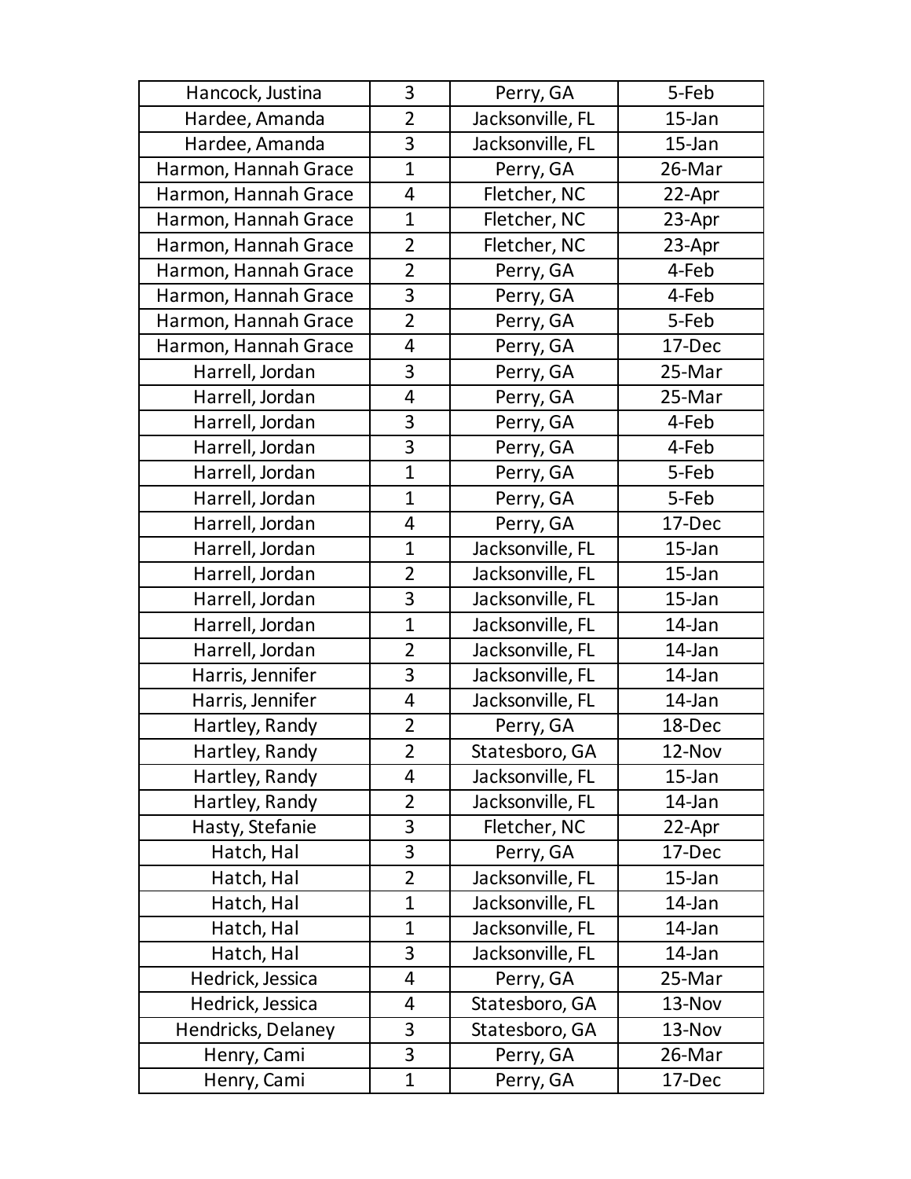| Hancock, Justina | 3 | Perry, GA | 5-Feb |
|---|---|---|---|
| Hardee, Amanda | 2 | Jacksonville, FL | 15-Jan |
| Hardee, Amanda | 3 | Jacksonville, FL | 15-Jan |
| Harmon, Hannah Grace | 1 | Perry, GA | 26-Mar |
| Harmon, Hannah Grace | 4 | Fletcher, NC | 22-Apr |
| Harmon, Hannah Grace | 1 | Fletcher, NC | 23-Apr |
| Harmon, Hannah Grace | 2 | Fletcher, NC | 23-Apr |
| Harmon, Hannah Grace | 2 | Perry, GA | 4-Feb |
| Harmon, Hannah Grace | 3 | Perry, GA | 4-Feb |
| Harmon, Hannah Grace | 2 | Perry, GA | 5-Feb |
| Harmon, Hannah Grace | 4 | Perry, GA | 17-Dec |
| Harrell, Jordan | 3 | Perry, GA | 25-Mar |
| Harrell, Jordan | 4 | Perry, GA | 25-Mar |
| Harrell, Jordan | 3 | Perry, GA | 4-Feb |
| Harrell, Jordan | 3 | Perry, GA | 4-Feb |
| Harrell, Jordan | 1 | Perry, GA | 5-Feb |
| Harrell, Jordan | 1 | Perry, GA | 5-Feb |
| Harrell, Jordan | 4 | Perry, GA | 17-Dec |
| Harrell, Jordan | 1 | Jacksonville, FL | 15-Jan |
| Harrell, Jordan | 2 | Jacksonville, FL | 15-Jan |
| Harrell, Jordan | 3 | Jacksonville, FL | 15-Jan |
| Harrell, Jordan | 1 | Jacksonville, FL | 14-Jan |
| Harrell, Jordan | 2 | Jacksonville, FL | 14-Jan |
| Harris, Jennifer | 3 | Jacksonville, FL | 14-Jan |
| Harris, Jennifer | 4 | Jacksonville, FL | 14-Jan |
| Hartley, Randy | 2 | Perry, GA | 18-Dec |
| Hartley, Randy | 2 | Statesboro, GA | 12-Nov |
| Hartley, Randy | 4 | Jacksonville, FL | 15-Jan |
| Hartley, Randy | 2 | Jacksonville, FL | 14-Jan |
| Hasty, Stefanie | 3 | Fletcher, NC | 22-Apr |
| Hatch, Hal | 3 | Perry, GA | 17-Dec |
| Hatch, Hal | 2 | Jacksonville, FL | 15-Jan |
| Hatch, Hal | 1 | Jacksonville, FL | 14-Jan |
| Hatch, Hal | 1 | Jacksonville, FL | 14-Jan |
| Hatch, Hal | 3 | Jacksonville, FL | 14-Jan |
| Hedrick, Jessica | 4 | Perry, GA | 25-Mar |
| Hedrick, Jessica | 4 | Statesboro, GA | 13-Nov |
| Hendricks, Delaney | 3 | Statesboro, GA | 13-Nov |
| Henry, Cami | 3 | Perry, GA | 26-Mar |
| Henry, Cami | 1 | Perry, GA | 17-Dec |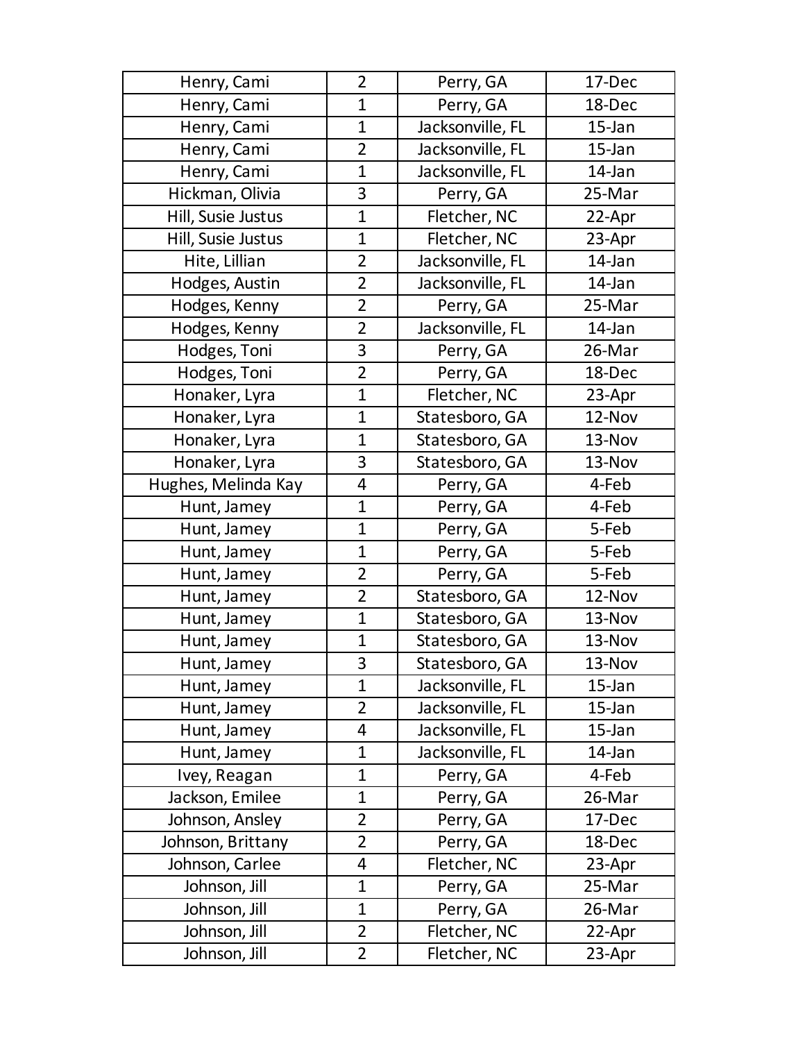| Henry, Cami | 2 | Perry, GA | 17-Dec |
|---|---|---|---|
| Henry, Cami | 1 | Perry, GA | 18-Dec |
| Henry, Cami | 1 | Jacksonville, FL | 15-Jan |
| Henry, Cami | 2 | Jacksonville, FL | 15-Jan |
| Henry, Cami | 1 | Jacksonville, FL | 14-Jan |
| Hickman, Olivia | 3 | Perry, GA | 25-Mar |
| Hill, Susie Justus | 1 | Fletcher, NC | 22-Apr |
| Hill, Susie Justus | 1 | Fletcher, NC | 23-Apr |
| Hite, Lillian | 2 | Jacksonville, FL | 14-Jan |
| Hodges, Austin | 2 | Jacksonville, FL | 14-Jan |
| Hodges, Kenny | 2 | Perry, GA | 25-Mar |
| Hodges, Kenny | 2 | Jacksonville, FL | 14-Jan |
| Hodges, Toni | 3 | Perry, GA | 26-Mar |
| Hodges, Toni | 2 | Perry, GA | 18-Dec |
| Honaker, Lyra | 1 | Fletcher, NC | 23-Apr |
| Honaker, Lyra | 1 | Statesboro, GA | 12-Nov |
| Honaker, Lyra | 1 | Statesboro, GA | 13-Nov |
| Honaker, Lyra | 3 | Statesboro, GA | 13-Nov |
| Hughes, Melinda Kay | 4 | Perry, GA | 4-Feb |
| Hunt, Jamey | 1 | Perry, GA | 4-Feb |
| Hunt, Jamey | 1 | Perry, GA | 5-Feb |
| Hunt, Jamey | 1 | Perry, GA | 5-Feb |
| Hunt, Jamey | 2 | Perry, GA | 5-Feb |
| Hunt, Jamey | 2 | Statesboro, GA | 12-Nov |
| Hunt, Jamey | 1 | Statesboro, GA | 13-Nov |
| Hunt, Jamey | 1 | Statesboro, GA | 13-Nov |
| Hunt, Jamey | 3 | Statesboro, GA | 13-Nov |
| Hunt, Jamey | 1 | Jacksonville, FL | 15-Jan |
| Hunt, Jamey | 2 | Jacksonville, FL | 15-Jan |
| Hunt, Jamey | 4 | Jacksonville, FL | 15-Jan |
| Hunt, Jamey | 1 | Jacksonville, FL | 14-Jan |
| Ivey, Reagan | 1 | Perry, GA | 4-Feb |
| Jackson, Emilee | 1 | Perry, GA | 26-Mar |
| Johnson, Ansley | 2 | Perry, GA | 17-Dec |
| Johnson, Brittany | 2 | Perry, GA | 18-Dec |
| Johnson, Carlee | 4 | Fletcher, NC | 23-Apr |
| Johnson, Jill | 1 | Perry, GA | 25-Mar |
| Johnson, Jill | 1 | Perry, GA | 26-Mar |
| Johnson, Jill | 2 | Fletcher, NC | 22-Apr |
| Johnson, Jill | 2 | Fletcher, NC | 23-Apr |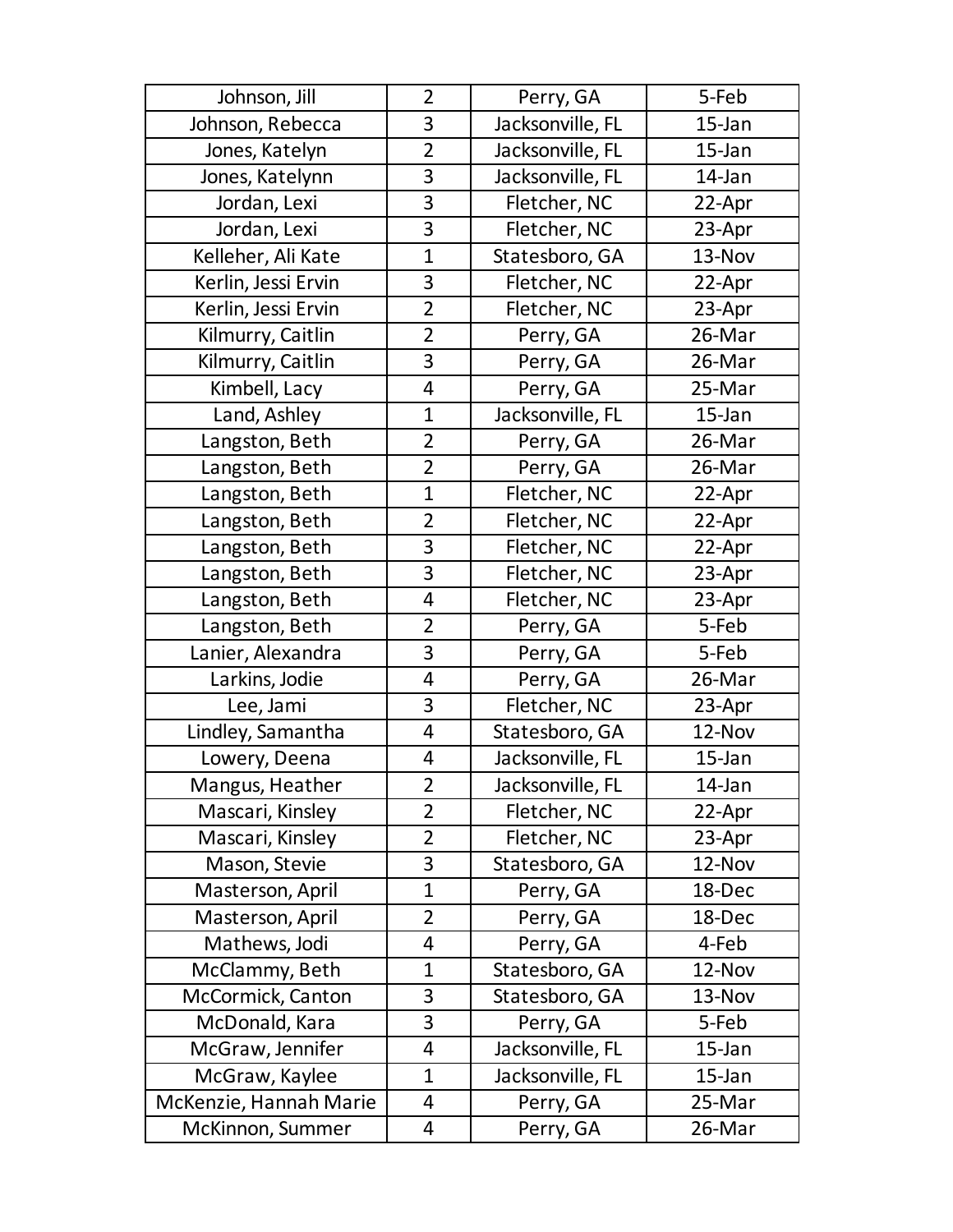| | | | |
|---|---|---|---|
| Johnson, Jill | 2 | Perry, GA | 5-Feb |
| Johnson, Rebecca | 3 | Jacksonville, FL | 15-Jan |
| Jones, Katelyn | 2 | Jacksonville, FL | 15-Jan |
| Jones, Katelynn | 3 | Jacksonville, FL | 14-Jan |
| Jordan, Lexi | 3 | Fletcher, NC | 22-Apr |
| Jordan, Lexi | 3 | Fletcher, NC | 23-Apr |
| Kelleher, Ali Kate | 1 | Statesboro, GA | 13-Nov |
| Kerlin, Jessi Ervin | 3 | Fletcher, NC | 22-Apr |
| Kerlin, Jessi Ervin | 2 | Fletcher, NC | 23-Apr |
| Kilmurry, Caitlin | 2 | Perry, GA | 26-Mar |
| Kilmurry, Caitlin | 3 | Perry, GA | 26-Mar |
| Kimbell, Lacy | 4 | Perry, GA | 25-Mar |
| Land, Ashley | 1 | Jacksonville, FL | 15-Jan |
| Langston, Beth | 2 | Perry, GA | 26-Mar |
| Langston, Beth | 2 | Perry, GA | 26-Mar |
| Langston, Beth | 1 | Fletcher, NC | 22-Apr |
| Langston, Beth | 2 | Fletcher, NC | 22-Apr |
| Langston, Beth | 3 | Fletcher, NC | 22-Apr |
| Langston, Beth | 3 | Fletcher, NC | 23-Apr |
| Langston, Beth | 4 | Fletcher, NC | 23-Apr |
| Langston, Beth | 2 | Perry, GA | 5-Feb |
| Lanier, Alexandra | 3 | Perry, GA | 5-Feb |
| Larkins, Jodie | 4 | Perry, GA | 26-Mar |
| Lee, Jami | 3 | Fletcher, NC | 23-Apr |
| Lindley, Samantha | 4 | Statesboro, GA | 12-Nov |
| Lowery, Deena | 4 | Jacksonville, FL | 15-Jan |
| Mangus, Heather | 2 | Jacksonville, FL | 14-Jan |
| Mascari, Kinsley | 2 | Fletcher, NC | 22-Apr |
| Mascari, Kinsley | 2 | Fletcher, NC | 23-Apr |
| Mason, Stevie | 3 | Statesboro, GA | 12-Nov |
| Masterson, April | 1 | Perry, GA | 18-Dec |
| Masterson, April | 2 | Perry, GA | 18-Dec |
| Mathews, Jodi | 4 | Perry, GA | 4-Feb |
| McClammy, Beth | 1 | Statesboro, GA | 12-Nov |
| McCormick, Canton | 3 | Statesboro, GA | 13-Nov |
| McDonald, Kara | 3 | Perry, GA | 5-Feb |
| McGraw, Jennifer | 4 | Jacksonville, FL | 15-Jan |
| McGraw, Kaylee | 1 | Jacksonville, FL | 15-Jan |
| McKenzie, Hannah Marie | 4 | Perry, GA | 25-Mar |
| McKinnon, Summer | 4 | Perry, GA | 26-Mar |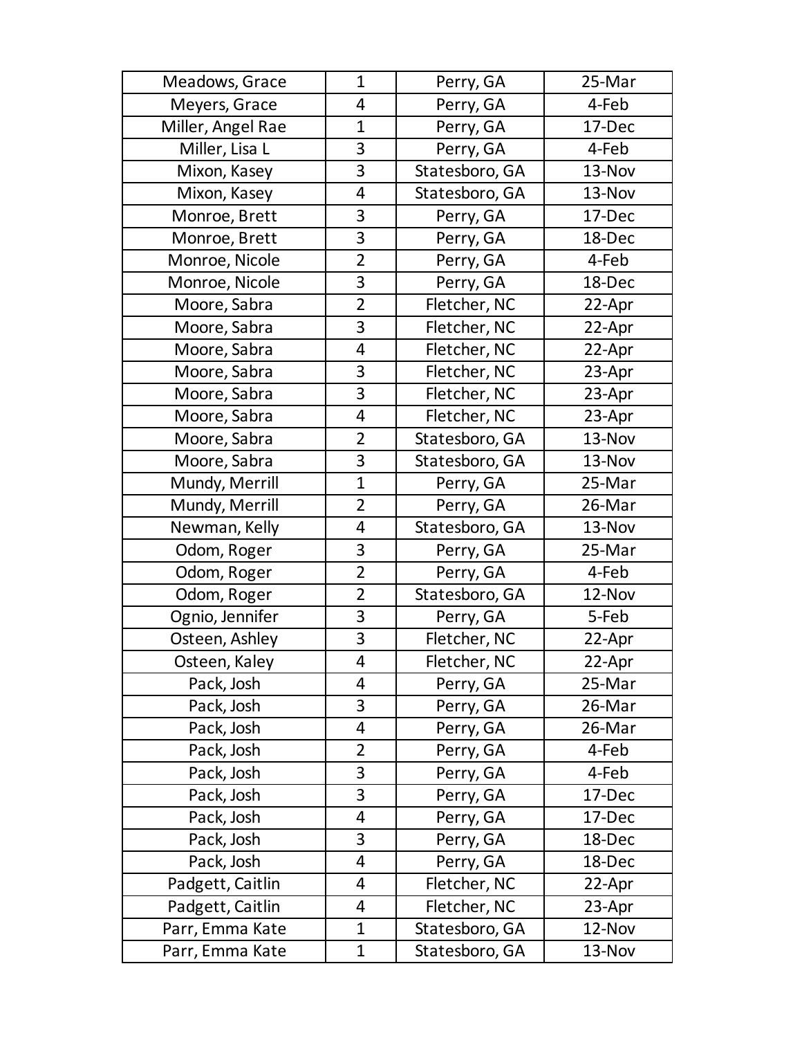| Meadows, Grace | 1 | Perry, GA | 25-Mar |
|---|---|---|---|
| Meyers, Grace | 4 | Perry, GA | 4-Feb |
| Miller, Angel Rae | 1 | Perry, GA | 17-Dec |
| Miller, Lisa L | 3 | Perry, GA | 4-Feb |
| Mixon, Kasey | 3 | Statesboro, GA | 13-Nov |
| Mixon, Kasey | 4 | Statesboro, GA | 13-Nov |
| Monroe, Brett | 3 | Perry, GA | 17-Dec |
| Monroe, Brett | 3 | Perry, GA | 18-Dec |
| Monroe, Nicole | 2 | Perry, GA | 4-Feb |
| Monroe, Nicole | 3 | Perry, GA | 18-Dec |
| Moore, Sabra | 2 | Fletcher, NC | 22-Apr |
| Moore, Sabra | 3 | Fletcher, NC | 22-Apr |
| Moore, Sabra | 4 | Fletcher, NC | 22-Apr |
| Moore, Sabra | 3 | Fletcher, NC | 23-Apr |
| Moore, Sabra | 3 | Fletcher, NC | 23-Apr |
| Moore, Sabra | 4 | Fletcher, NC | 23-Apr |
| Moore, Sabra | 2 | Statesboro, GA | 13-Nov |
| Moore, Sabra | 3 | Statesboro, GA | 13-Nov |
| Mundy, Merrill | 1 | Perry, GA | 25-Mar |
| Mundy, Merrill | 2 | Perry, GA | 26-Mar |
| Newman, Kelly | 4 | Statesboro, GA | 13-Nov |
| Odom, Roger | 3 | Perry, GA | 25-Mar |
| Odom, Roger | 2 | Perry, GA | 4-Feb |
| Odom, Roger | 2 | Statesboro, GA | 12-Nov |
| Ognio, Jennifer | 3 | Perry, GA | 5-Feb |
| Osteen, Ashley | 3 | Fletcher, NC | 22-Apr |
| Osteen, Kaley | 4 | Fletcher, NC | 22-Apr |
| Pack, Josh | 4 | Perry, GA | 25-Mar |
| Pack, Josh | 3 | Perry, GA | 26-Mar |
| Pack, Josh | 4 | Perry, GA | 26-Mar |
| Pack, Josh | 2 | Perry, GA | 4-Feb |
| Pack, Josh | 3 | Perry, GA | 4-Feb |
| Pack, Josh | 3 | Perry, GA | 17-Dec |
| Pack, Josh | 4 | Perry, GA | 17-Dec |
| Pack, Josh | 3 | Perry, GA | 18-Dec |
| Pack, Josh | 4 | Perry, GA | 18-Dec |
| Padgett, Caitlin | 4 | Fletcher, NC | 22-Apr |
| Padgett, Caitlin | 4 | Fletcher, NC | 23-Apr |
| Parr, Emma Kate | 1 | Statesboro, GA | 12-Nov |
| Parr, Emma Kate | 1 | Statesboro, GA | 13-Nov |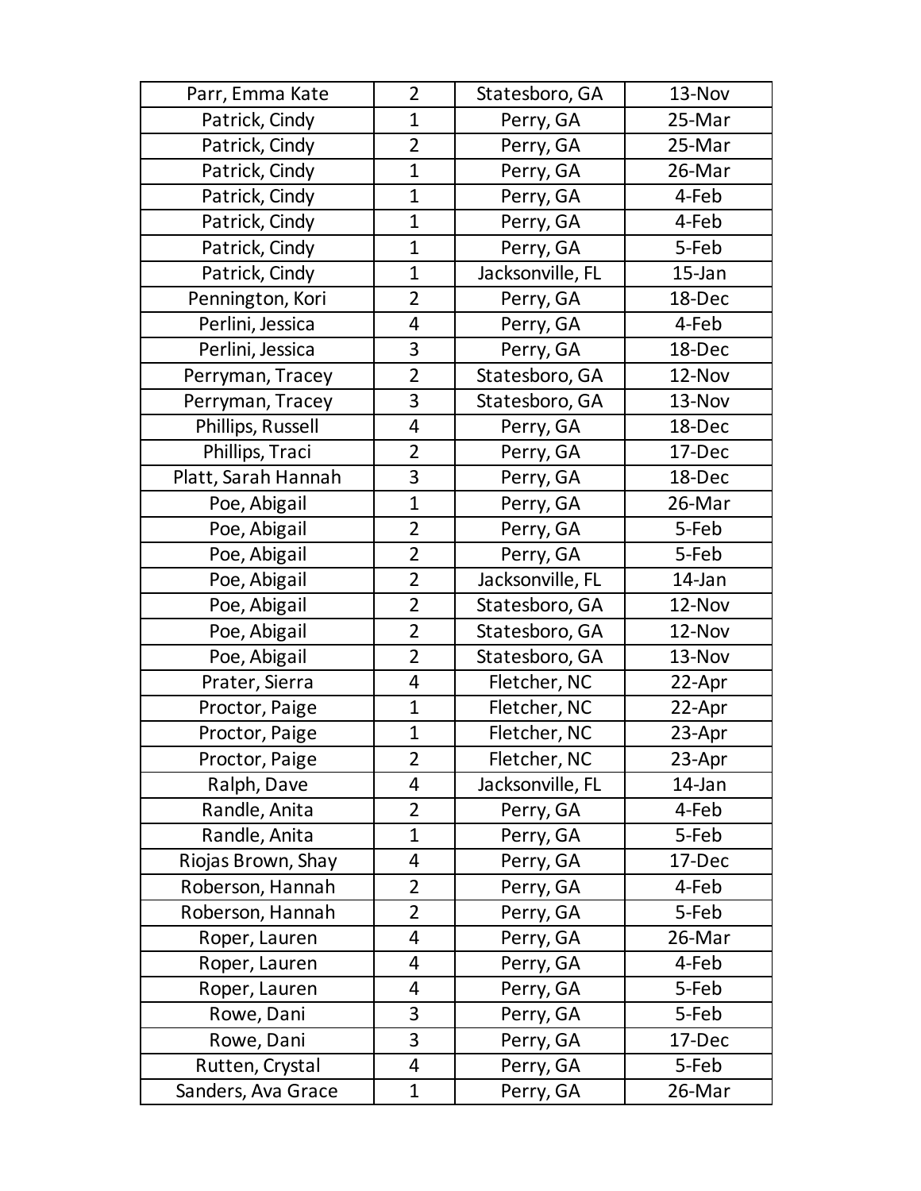| | | | |
|---|---|---|---|
| Parr, Emma Kate | 2 | Statesboro, GA | 13-Nov |
| Patrick, Cindy | 1 | Perry, GA | 25-Mar |
| Patrick, Cindy | 2 | Perry, GA | 25-Mar |
| Patrick, Cindy | 1 | Perry, GA | 26-Mar |
| Patrick, Cindy | 1 | Perry, GA | 4-Feb |
| Patrick, Cindy | 1 | Perry, GA | 4-Feb |
| Patrick, Cindy | 1 | Perry, GA | 5-Feb |
| Patrick, Cindy | 1 | Jacksonville, FL | 15-Jan |
| Pennington, Kori | 2 | Perry, GA | 18-Dec |
| Perlini, Jessica | 4 | Perry, GA | 4-Feb |
| Perlini, Jessica | 3 | Perry, GA | 18-Dec |
| Perryman, Tracey | 2 | Statesboro, GA | 12-Nov |
| Perryman, Tracey | 3 | Statesboro, GA | 13-Nov |
| Phillips, Russell | 4 | Perry, GA | 18-Dec |
| Phillips, Traci | 2 | Perry, GA | 17-Dec |
| Platt, Sarah Hannah | 3 | Perry, GA | 18-Dec |
| Poe, Abigail | 1 | Perry, GA | 26-Mar |
| Poe, Abigail | 2 | Perry, GA | 5-Feb |
| Poe, Abigail | 2 | Perry, GA | 5-Feb |
| Poe, Abigail | 2 | Jacksonville, FL | 14-Jan |
| Poe, Abigail | 2 | Statesboro, GA | 12-Nov |
| Poe, Abigail | 2 | Statesboro, GA | 12-Nov |
| Poe, Abigail | 2 | Statesboro, GA | 13-Nov |
| Prater, Sierra | 4 | Fletcher, NC | 22-Apr |
| Proctor, Paige | 1 | Fletcher, NC | 22-Apr |
| Proctor, Paige | 1 | Fletcher, NC | 23-Apr |
| Proctor, Paige | 2 | Fletcher, NC | 23-Apr |
| Ralph, Dave | 4 | Jacksonville, FL | 14-Jan |
| Randle, Anita | 2 | Perry, GA | 4-Feb |
| Randle, Anita | 1 | Perry, GA | 5-Feb |
| Riojas Brown, Shay | 4 | Perry, GA | 17-Dec |
| Roberson, Hannah | 2 | Perry, GA | 4-Feb |
| Roberson, Hannah | 2 | Perry, GA | 5-Feb |
| Roper, Lauren | 4 | Perry, GA | 26-Mar |
| Roper, Lauren | 4 | Perry, GA | 4-Feb |
| Roper, Lauren | 4 | Perry, GA | 5-Feb |
| Rowe, Dani | 3 | Perry, GA | 5-Feb |
| Rowe, Dani | 3 | Perry, GA | 17-Dec |
| Rutten, Crystal | 4 | Perry, GA | 5-Feb |
| Sanders, Ava Grace | 1 | Perry, GA | 26-Mar |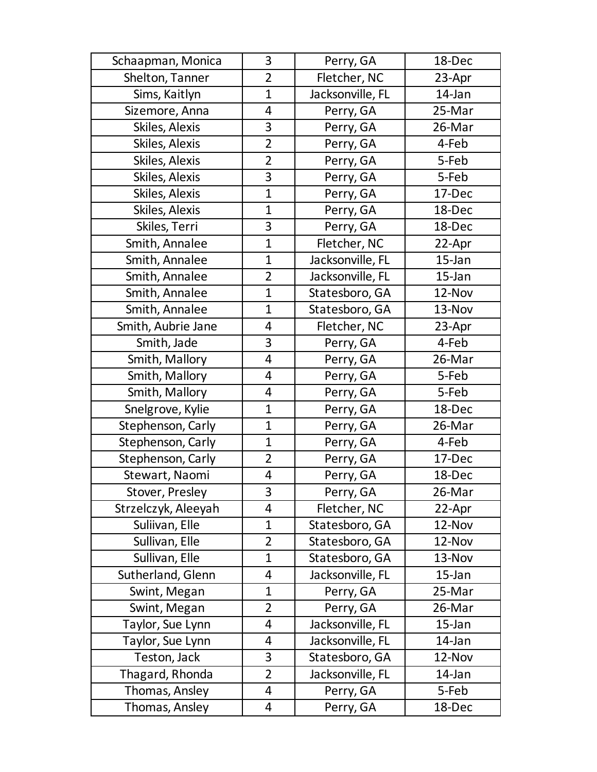| Schaapman, Monica | 3 | Perry, GA | 18-Dec |
|---|---|---|---|
| Shelton, Tanner | 2 | Fletcher, NC | 23-Apr |
| Sims, Kaitlyn | 1 | Jacksonville, FL | 14-Jan |
| Sizemore, Anna | 4 | Perry, GA | 25-Mar |
| Skiles, Alexis | 3 | Perry, GA | 26-Mar |
| Skiles, Alexis | 2 | Perry, GA | 4-Feb |
| Skiles, Alexis | 2 | Perry, GA | 5-Feb |
| Skiles, Alexis | 3 | Perry, GA | 5-Feb |
| Skiles, Alexis | 1 | Perry, GA | 17-Dec |
| Skiles, Alexis | 1 | Perry, GA | 18-Dec |
| Skiles, Terri | 3 | Perry, GA | 18-Dec |
| Smith, Annalee | 1 | Fletcher, NC | 22-Apr |
| Smith, Annalee | 1 | Jacksonville, FL | 15-Jan |
| Smith, Annalee | 2 | Jacksonville, FL | 15-Jan |
| Smith, Annalee | 1 | Statesboro, GA | 12-Nov |
| Smith, Annalee | 1 | Statesboro, GA | 13-Nov |
| Smith, Aubrie Jane | 4 | Fletcher, NC | 23-Apr |
| Smith, Jade | 3 | Perry, GA | 4-Feb |
| Smith, Mallory | 4 | Perry, GA | 26-Mar |
| Smith, Mallory | 4 | Perry, GA | 5-Feb |
| Smith, Mallory | 4 | Perry, GA | 5-Feb |
| Snelgrove, Kylie | 1 | Perry, GA | 18-Dec |
| Stephenson, Carly | 1 | Perry, GA | 26-Mar |
| Stephenson, Carly | 1 | Perry, GA | 4-Feb |
| Stephenson, Carly | 2 | Perry, GA | 17-Dec |
| Stewart, Naomi | 4 | Perry, GA | 18-Dec |
| Stover, Presley | 3 | Perry, GA | 26-Mar |
| Strzelczyk, Aleeyah | 4 | Fletcher, NC | 22-Apr |
| Suliivan, Elle | 1 | Statesboro, GA | 12-Nov |
| Sullivan, Elle | 2 | Statesboro, GA | 12-Nov |
| Sullivan, Elle | 1 | Statesboro, GA | 13-Nov |
| Sutherland, Glenn | 4 | Jacksonville, FL | 15-Jan |
| Swint, Megan | 1 | Perry, GA | 25-Mar |
| Swint, Megan | 2 | Perry, GA | 26-Mar |
| Taylor, Sue Lynn | 4 | Jacksonville, FL | 15-Jan |
| Taylor, Sue Lynn | 4 | Jacksonville, FL | 14-Jan |
| Teston, Jack | 3 | Statesboro, GA | 12-Nov |
| Thagard, Rhonda | 2 | Jacksonville, FL | 14-Jan |
| Thomas, Ansley | 4 | Perry, GA | 5-Feb |
| Thomas, Ansley | 4 | Perry, GA | 18-Dec |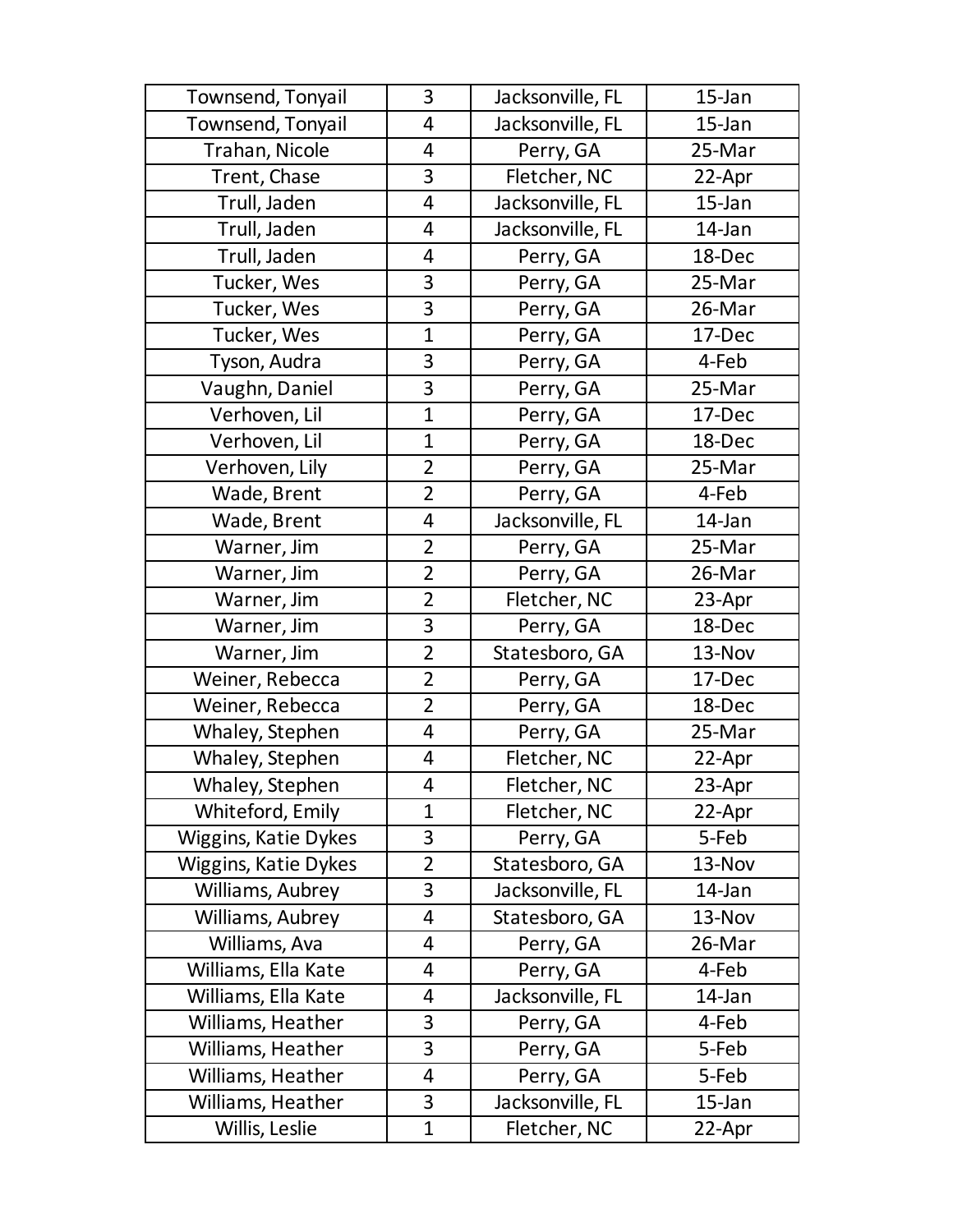| Townsend, Tonyail | 3 | Jacksonville, FL | 15-Jan |
|---|---|---|---|
| Townsend, Tonyail | 4 | Jacksonville, FL | 15-Jan |
| Trahan, Nicole | 4 | Perry, GA | 25-Mar |
| Trent, Chase | 3 | Fletcher, NC | 22-Apr |
| Trull, Jaden | 4 | Jacksonville, FL | 15-Jan |
| Trull, Jaden | 4 | Jacksonville, FL | 14-Jan |
| Trull, Jaden | 4 | Perry, GA | 18-Dec |
| Tucker, Wes | 3 | Perry, GA | 25-Mar |
| Tucker, Wes | 3 | Perry, GA | 26-Mar |
| Tucker, Wes | 1 | Perry, GA | 17-Dec |
| Tyson, Audra | 3 | Perry, GA | 4-Feb |
| Vaughn, Daniel | 3 | Perry, GA | 25-Mar |
| Verhoven, Lil | 1 | Perry, GA | 17-Dec |
| Verhoven, Lil | 1 | Perry, GA | 18-Dec |
| Verhoven, Lily | 2 | Perry, GA | 25-Mar |
| Wade, Brent | 2 | Perry, GA | 4-Feb |
| Wade, Brent | 4 | Jacksonville, FL | 14-Jan |
| Warner, Jim | 2 | Perry, GA | 25-Mar |
| Warner, Jim | 2 | Perry, GA | 26-Mar |
| Warner, Jim | 2 | Fletcher, NC | 23-Apr |
| Warner, Jim | 3 | Perry, GA | 18-Dec |
| Warner, Jim | 2 | Statesboro, GA | 13-Nov |
| Weiner, Rebecca | 2 | Perry, GA | 17-Dec |
| Weiner, Rebecca | 2 | Perry, GA | 18-Dec |
| Whaley, Stephen | 4 | Perry, GA | 25-Mar |
| Whaley, Stephen | 4 | Fletcher, NC | 22-Apr |
| Whaley, Stephen | 4 | Fletcher, NC | 23-Apr |
| Whiteford, Emily | 1 | Fletcher, NC | 22-Apr |
| Wiggins, Katie Dykes | 3 | Perry, GA | 5-Feb |
| Wiggins, Katie Dykes | 2 | Statesboro, GA | 13-Nov |
| Williams, Aubrey | 3 | Jacksonville, FL | 14-Jan |
| Williams, Aubrey | 4 | Statesboro, GA | 13-Nov |
| Williams, Ava | 4 | Perry, GA | 26-Mar |
| Williams, Ella Kate | 4 | Perry, GA | 4-Feb |
| Williams, Ella Kate | 4 | Jacksonville, FL | 14-Jan |
| Williams, Heather | 3 | Perry, GA | 4-Feb |
| Williams, Heather | 3 | Perry, GA | 5-Feb |
| Williams, Heather | 4 | Perry, GA | 5-Feb |
| Williams, Heather | 3 | Jacksonville, FL | 15-Jan |
| Willis, Leslie | 1 | Fletcher, NC | 22-Apr |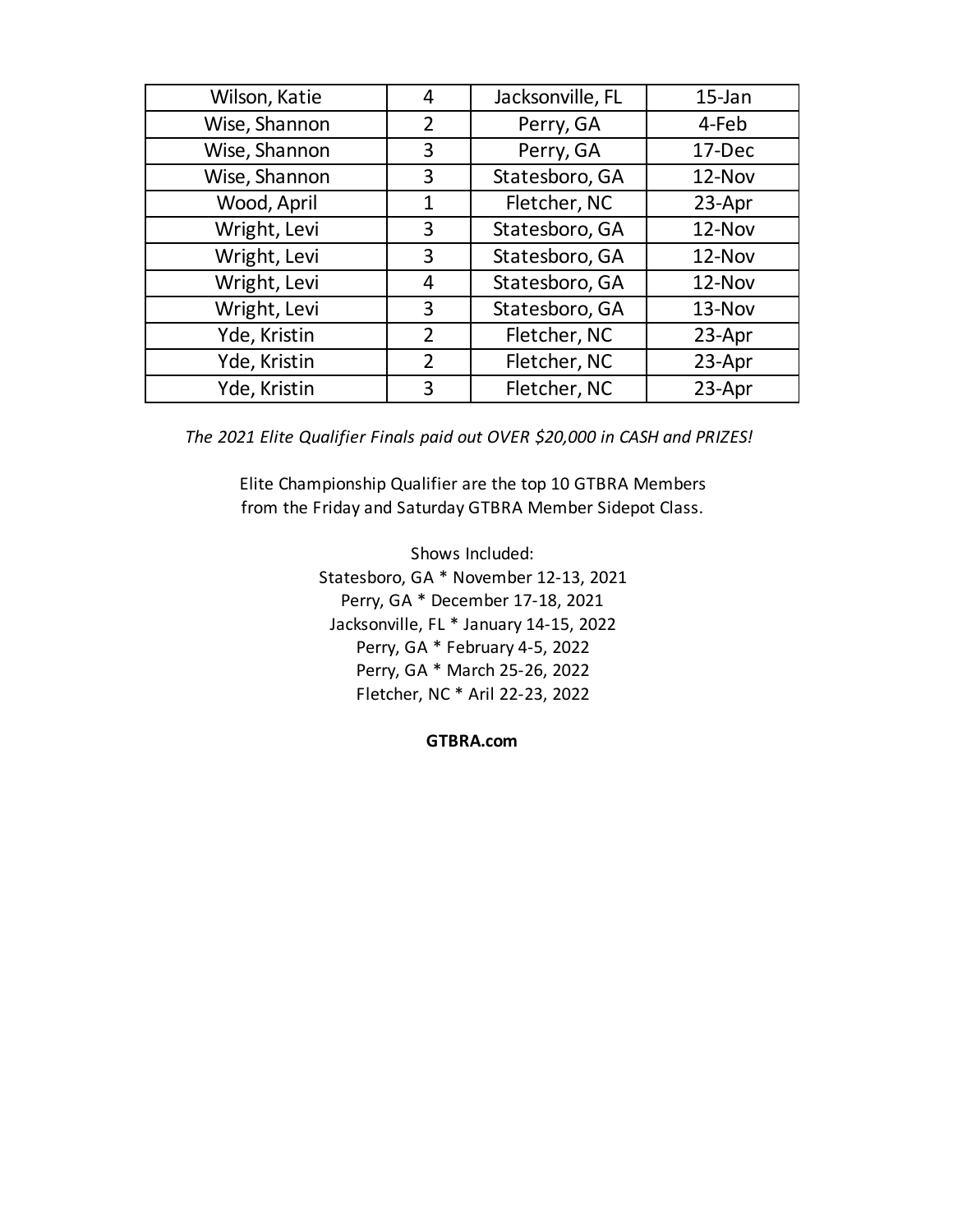| | | | |
|---|---|---|---|
| Wilson, Katie | 4 | Jacksonville, FL | 15-Jan |
| Wise, Shannon | 2 | Perry, GA | 4-Feb |
| Wise, Shannon | 3 | Perry, GA | 17-Dec |
| Wise, Shannon | 3 | Statesboro, GA | 12-Nov |
| Wood, April | 1 | Fletcher, NC | 23-Apr |
| Wright, Levi | 3 | Statesboro, GA | 12-Nov |
| Wright, Levi | 3 | Statesboro, GA | 12-Nov |
| Wright, Levi | 4 | Statesboro, GA | 12-Nov |
| Wright, Levi | 3 | Statesboro, GA | 13-Nov |
| Yde, Kristin | 2 | Fletcher, NC | 23-Apr |
| Yde, Kristin | 2 | Fletcher, NC | 23-Apr |
| Yde, Kristin | 3 | Fletcher, NC | 23-Apr |

*The 2021 Elite Qualifier Finals paid out OVER $20,000 in CASH and PRIZES!*

Elite Championship Qualifier are the top 10 GTBRA Members
from the Friday and Saturday GTBRA Member Sidepot Class.

Shows Included:
Statesboro, GA * November 12-13, 2021
Perry, GA * December 17-18, 2021
Jacksonville, FL * January 14-15, 2022
Perry, GA * February 4-5, 2022
Perry, GA * March 25-26, 2022
Fletcher, NC * Aril 22-23, 2022

**GTBRA.com**